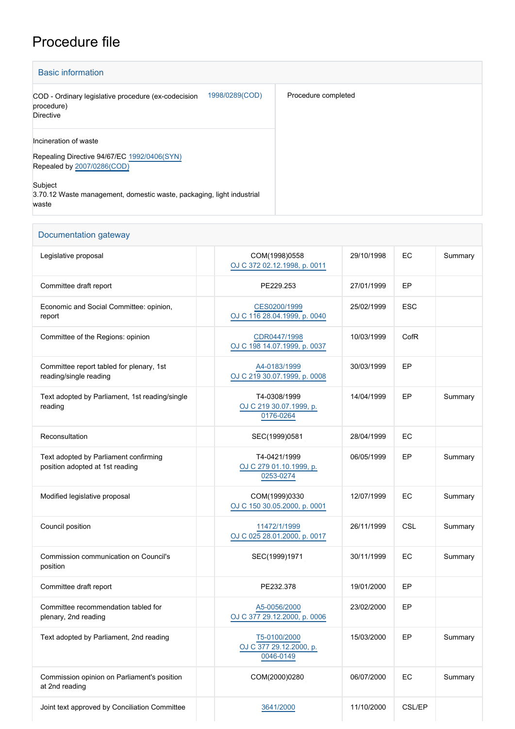# Procedure file

## Basic information

| | |
|---|---|
| COD - Ordinary legislative procedure (ex-codecision procedure)<br>Directive<br>1998/0289(COD) | Procedure completed |
| Incineration of waste<br><br>Repealing Directive 94/67/EC 1992/0406(SYN)<br>Repealed by 2007/0286(COD)<br><br>Subject<br>3.70.12 Waste management, domestic waste, packaging, light industrial waste | |

## Documentation gateway

| Document type | | Reference | Date | Institution | Summary |
|---|---|---|---|---|---|
| Legislative proposal | | COM(1998)0558<br>OJ C 372 02.12.1998, p. 0011 | 29/10/1998 | EC | Summary |
| Committee draft report | | PE229.253 | 27/01/1999 | EP | |
| Economic and Social Committee: opinion, report | | CES0200/1999<br>OJ C 116 28.04.1999, p. 0040 | 25/02/1999 | ESC | |
| Committee of the Regions: opinion | | CDR0447/1998<br>OJ C 198 14.07.1999, p. 0037 | 10/03/1999 | CofR | |
| Committee report tabled for plenary, 1st reading/single reading | | A4-0183/1999<br>OJ C 219 30.07.1999, p. 0008 | 30/03/1999 | EP | |
| Text adopted by Parliament, 1st reading/single reading | | T4-0308/1999<br>OJ C 219 30.07.1999, p. 0176-0264 | 14/04/1999 | EP | Summary |
| Reconsultation | | SEC(1999)0581 | 28/04/1999 | EC | |
| Text adopted by Parliament confirming position adopted at 1st reading | | T4-0421/1999<br>OJ C 279 01.10.1999, p. 0253-0274 | 06/05/1999 | EP | Summary |
| Modified legislative proposal | | COM(1999)0330<br>OJ C 150 30.05.2000, p. 0001 | 12/07/1999 | EC | Summary |
| Council position | | 11472/1/1999<br>OJ C 025 28.01.2000, p. 0017 | 26/11/1999 | CSL | Summary |
| Commission communication on Council's position | | SEC(1999)1971 | 30/11/1999 | EC | Summary |
| Committee draft report | | PE232.378 | 19/01/2000 | EP | |
| Committee recommendation tabled for plenary, 2nd reading | | A5-0056/2000<br>OJ C 377 29.12.2000, p. 0006 | 23/02/2000 | EP | |
| Text adopted by Parliament, 2nd reading | | T5-0100/2000<br>OJ C 377 29.12.2000, p. 0046-0149 | 15/03/2000 | EP | Summary |
| Commission opinion on Parliament's position at 2nd reading | | COM(2000)0280 | 06/07/2000 | EC | Summary |
| Joint text approved by Conciliation Committee | | 3641/2000 | 11/10/2000 | CSL/EP | |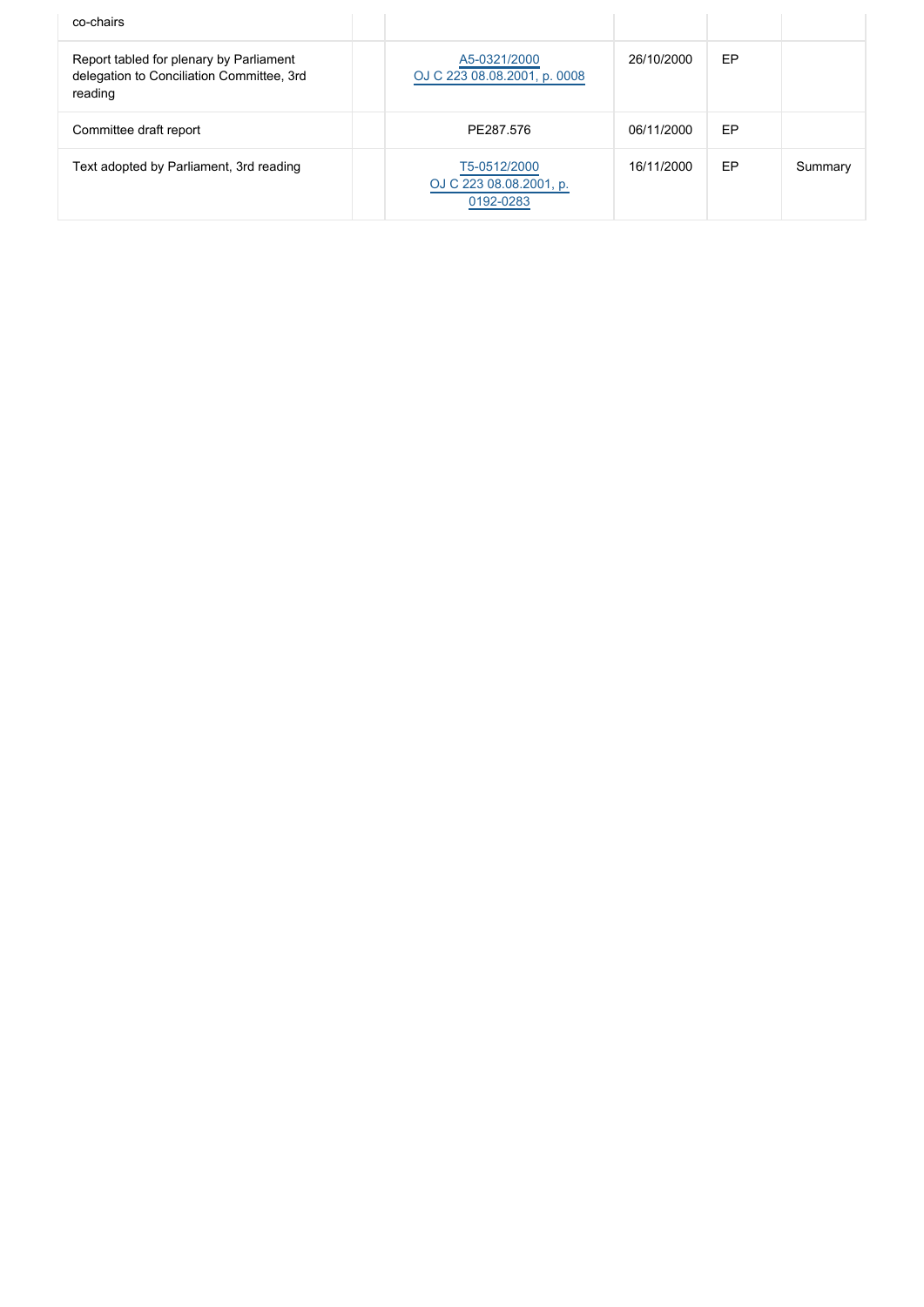| | | | | | |
|---|---|---|---|---|---|
| co-chairs | | | | | |
| Report tabled for plenary by Parliament delegation to Conciliation Committee, 3rd reading | | A5-0321/2000<br>OJ C 223 08.08.2001, p. 0008 | 26/10/2000 | EP | |
| Committee draft report | | PE287.576 | 06/11/2000 | EP | |
| Text adopted by Parliament, 3rd reading | | T5-0512/2000<br>OJ C 223 08.08.2001, p. 0192-0283 | 16/11/2000 | EP | Summary |